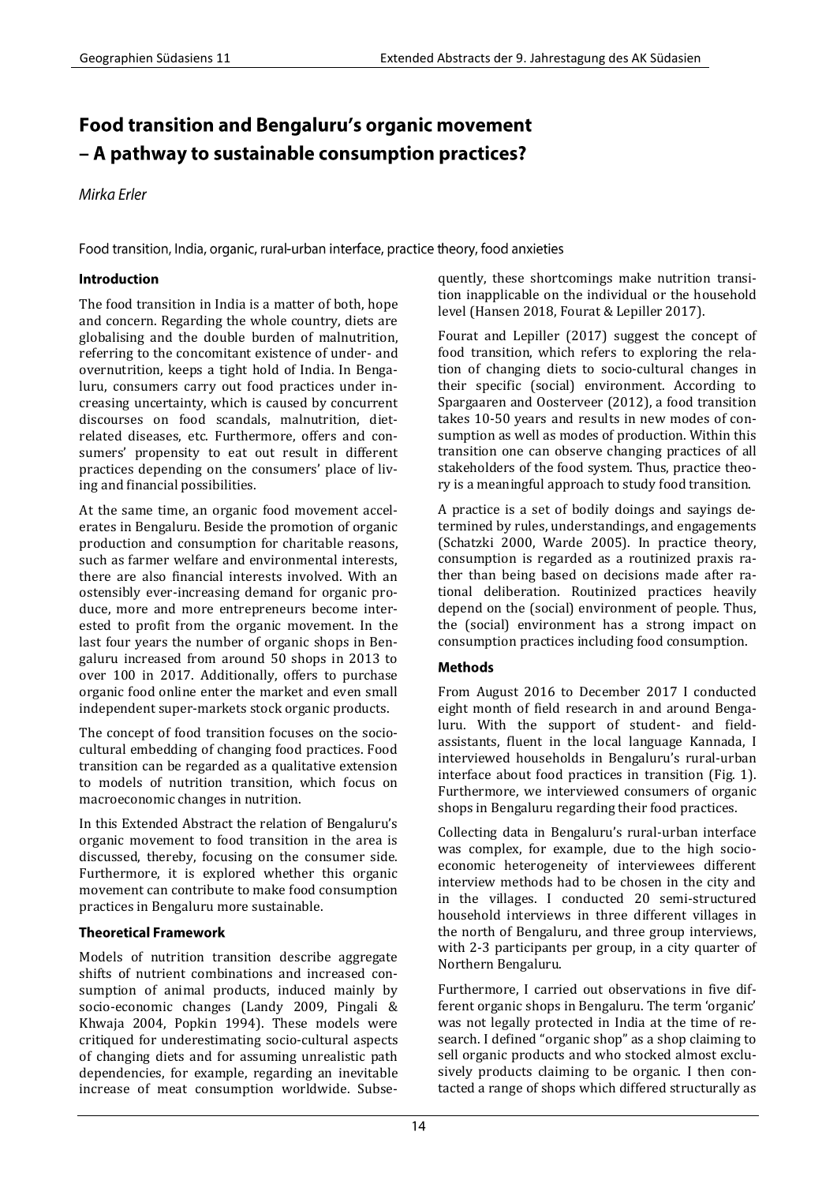# Food transition and Bengaluru's organic movement – A pathway to sustainable consumption practices?

*Mirka Erler*

Food transition, India, organic, rural-urban interface, practice theory, food anxieties

## Introduction

The food transition in India is a matter of both, hope and concern. Regarding the whole country, diets are globalising and the double burden of malnutrition, referring to the concomitant existence of under- and overnutrition, keeps a tight hold of India. In Bengaluru, consumers carry out food practices under increasing uncertainty, which is caused by concurrent discourses on food scandals, malnutrition, diet-related diseases, etc. Furthermore, offers and consumers' propensity to eat out result in different practices depending on the consumers' place of living and financial possibilities.

At the same time, an organic food movement accelerates in Bengaluru. Beside the promotion of organic production and consumption for charitable reasons, such as farmer welfare and environmental interests, there are also financial interests involved. With an ostensibly ever-increasing demand for organic produce, more and more entrepreneurs become interested to profit from the organic movement. In the last four years the number of organic shops in Bengaluru increased from around 50 shops in 2013 to over 100 in 2017. Additionally, offers to purchase organic food online enter the market and even small independent super-markets stock organic products.

The concept of food transition focuses on the socio-cultural embedding of changing food practices. Food transition can be regarded as a qualitative extension to models of nutrition transition, which focus on macroeconomic changes in nutrition.

In this Extended Abstract the relation of Bengaluru's organic movement to food transition in the area is discussed, thereby, focusing on the consumer side. Furthermore, it is explored whether this organic movement can contribute to make food consumption practices in Bengaluru more sustainable.

## Theoretical Framework

Models of nutrition transition describe aggregate shifts of nutrient combinations and increased consumption of animal products, induced mainly by socio-economic changes (Landy 2009, Pingali & Khwaja 2004, Popkin 1994). These models were critiqued for underestimating socio-cultural aspects of changing diets and for assuming unrealistic path dependencies, for example, regarding an inevitable increase of meat consumption worldwide. Subsequently, these shortcomings make nutrition transition inapplicable on the individual or the household level (Hansen 2018, Fourat & Lepiller 2017).

Fourat and Lepiller (2017) suggest the concept of food transition, which refers to exploring the relation of changing diets to socio-cultural changes in their specific (social) environment. According to Spargaaren and Oosterveer (2012), a food transition takes 10-50 years and results in new modes of consumption as well as modes of production. Within this transition one can observe changing practices of all stakeholders of the food system. Thus, practice theory is a meaningful approach to study food transition.

A practice is a set of bodily doings and sayings determined by rules, understandings, and engagements (Schatzki 2000, Warde 2005). In practice theory, consumption is regarded as a routinized praxis rather than being based on decisions made after rational deliberation. Routinized practices heavily depend on the (social) environment of people. Thus, the (social) environment has a strong impact on consumption practices including food consumption.

## Methods

From August 2016 to December 2017 I conducted eight month of field research in and around Bengaluru. With the support of student- and field-assistants, fluent in the local language Kannada, I interviewed households in Bengaluru's rural-urban interface about food practices in transition (Fig. 1). Furthermore, we interviewed consumers of organic shops in Bengaluru regarding their food practices.

Collecting data in Bengaluru's rural-urban interface was complex, for example, due to the high socio-economic heterogeneity of interviewees different interview methods had to be chosen in the city and in the villages. I conducted 20 semi-structured household interviews in three different villages in the north of Bengaluru, and three group interviews, with 2-3 participants per group, in a city quarter of Northern Bengaluru.

Furthermore, I carried out observations in five different organic shops in Bengaluru. The term 'organic' was not legally protected in India at the time of research. I defined "organic shop" as a shop claiming to sell organic products and who stocked almost exclusively products claiming to be organic. I then contacted a range of shops which differed structurally as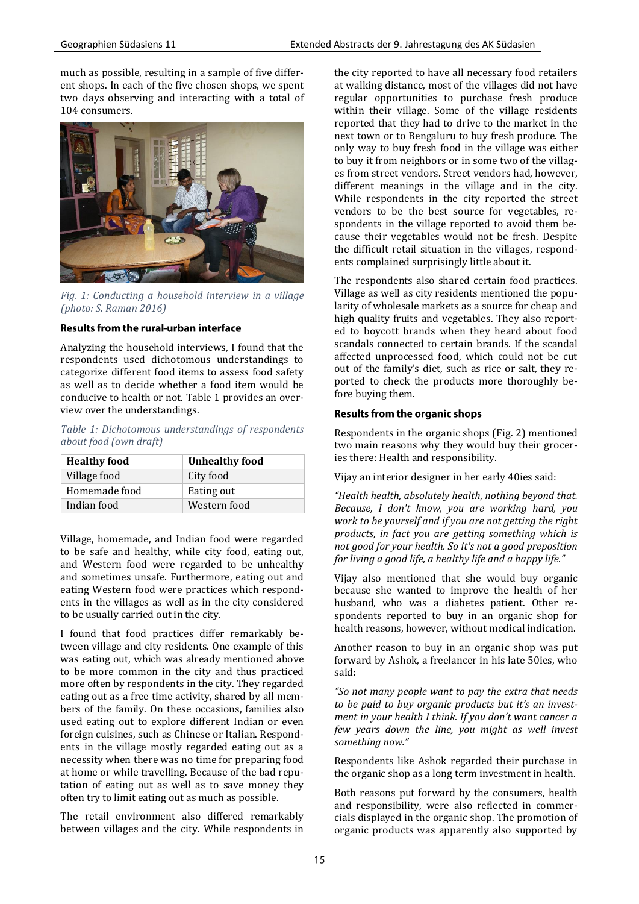much as possible, resulting in a sample of five different shops. In each of the five chosen shops, we spent two days observing and interacting with a total of 104 consumers.

*Fig. 1: Conducting a household interview in a village (photo: S. Raman 2016)*

### Results from the rural-urban interface

Analyzing the household interviews, I found that the respondents used dichotomous understandings to categorize different food items to assess food safety as well as to decide whether a food item would be conducive to health or not. Table 1 provides an overview over the understandings.

*Table 1: Dichotomous understandings of respondents about food (own draft)*

| Healthy food | Unhealthy food |
|---|---|
| Village food | City food |
| Homemade food | Eating out |
| Indian food | Western food |

Village, homemade, and Indian food were regarded to be safe and healthy, while city food, eating out, and Western food were regarded to be unhealthy and sometimes unsafe. Furthermore, eating out and eating Western food were practices which respondents in the villages as well as in the city considered to be usually carried out in the city.

I found that food practices differ remarkably between village and city residents. One example of this was eating out, which was already mentioned above to be more common in the city and thus practiced more often by respondents in the city. They regarded eating out as a free time activity, shared by all members of the family. On these occasions, families also used eating out to explore different Indian or even foreign cuisines, such as Chinese or Italian. Respondents in the village mostly regarded eating out as a necessity when there was no time for preparing food at home or while travelling. Because of the bad reputation of eating out as well as to save money they often try to limit eating out as much as possible.

The retail environment also differed remarkably between villages and the city. While respondents in the city reported to have all necessary food retailers at walking distance, most of the villages did not have regular opportunities to purchase fresh produce within their village. Some of the village residents reported that they had to drive to the market in the next town or to Bengaluru to buy fresh produce. The only way to buy fresh food in the village was either to buy it from neighbors or in some two of the villages from street vendors. Street vendors had, however, different meanings in the village and in the city. While respondents in the city reported the street vendors to be the best source for vegetables, respondents in the village reported to avoid them because their vegetables would not be fresh. Despite the difficult retail situation in the villages, respondents complained surprisingly little about it.

The respondents also shared certain food practices. Village as well as city residents mentioned the popularity of wholesale markets as a source for cheap and high quality fruits and vegetables. They also reported to boycott brands when they heard about food scandals connected to certain brands. If the scandal affected unprocessed food, which could not be cut out of the family's diet, such as rice or salt, they reported to check the products more thoroughly before buying them.

### Results from the organic shops

Respondents in the organic shops (Fig. 2) mentioned two main reasons why they would buy their groceries there: Health and responsibility.

Vijay an interior designer in her early 40ies said:

*"Health health, absolutely health, nothing beyond that. Because, I don't know, you are working hard, you work to be yourself and if you are not getting the right products, in fact you are getting something which is not good for your health. So it's not a good preposition for living a good life, a healthy life and a happy life."*

Vijay also mentioned that she would buy organic because she wanted to improve the health of her husband, who was a diabetes patient. Other respondents reported to buy in an organic shop for health reasons, however, without medical indication.

Another reason to buy in an organic shop was put forward by Ashok, a freelancer in his late 50ies, who said:

*"So not many people want to pay the extra that needs to be paid to buy organic products but it's an investment in your health I think. If you don't want cancer a few years down the line, you might as well invest something now."*

Respondents like Ashok regarded their purchase in the organic shop as a long term investment in health.

Both reasons put forward by the consumers, health and responsibility, were also reflected in commercials displayed in the organic shop. The promotion of organic products was apparently also supported by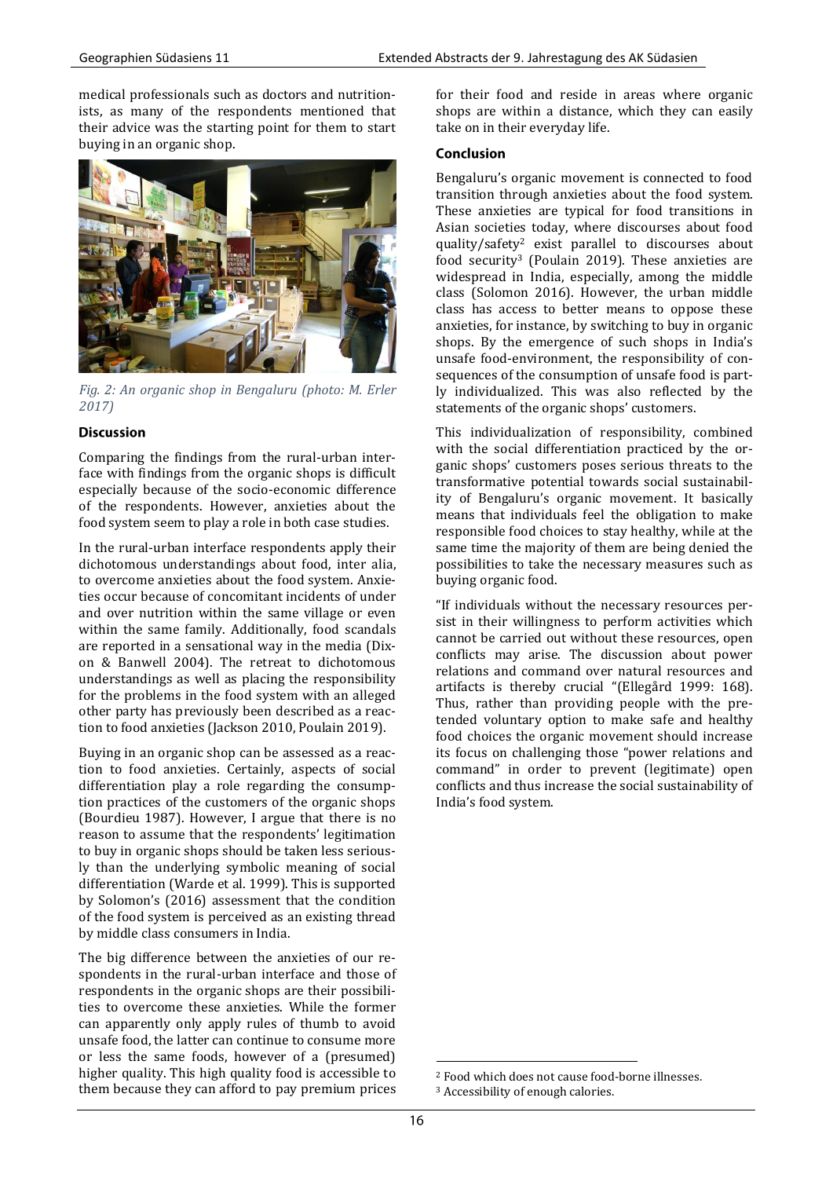medical professionals such as doctors and nutritionists, as many of the respondents mentioned that their advice was the starting point for them to start buying in an organic shop.

*Fig. 2: An organic shop in Bengaluru (photo: M. Erler 2017)*

### Discussion

Comparing the findings from the rural-urban interface with findings from the organic shops is difficult especially because of the socio-economic difference of the respondents. However, anxieties about the food system seem to play a role in both case studies.

In the rural-urban interface respondents apply their dichotomous understandings about food, inter alia, to overcome anxieties about the food system. Anxieties occur because of concomitant incidents of under and over nutrition within the same village or even within the same family. Additionally, food scandals are reported in a sensational way in the media (Dixon & Banwell 2004). The retreat to dichotomous understandings as well as placing the responsibility for the problems in the food system with an alleged other party has previously been described as a reaction to food anxieties (Jackson 2010, Poulain 2019).

Buying in an organic shop can be assessed as a reaction to food anxieties. Certainly, aspects of social differentiation play a role regarding the consumption practices of the customers of the organic shops (Bourdieu 1987). However, I argue that there is no reason to assume that the respondents' legitimation to buy in organic shops should be taken less seriously than the underlying symbolic meaning of social differentiation (Warde et al. 1999). This is supported by Solomon's (2016) assessment that the condition of the food system is perceived as an existing thread by middle class consumers in India.

The big difference between the anxieties of our respondents in the rural-urban interface and those of respondents in the organic shops are their possibilities to overcome these anxieties. While the former can apparently only apply rules of thumb to avoid unsafe food, the latter can continue to consume more or less the same foods, however of a (presumed) higher quality. This high quality food is accessible to them because they can afford to pay premium prices for their food and reside in areas where organic shops are within a distance, which they can easily take on in their everyday life.

### Conclusion

Bengaluru's organic movement is connected to food transition through anxieties about the food system. These anxieties are typical for food transitions in Asian societies today, where discourses about food quality/safety[2] exist parallel to discourses about food security[3] (Poulain 2019). These anxieties are widespread in India, especially, among the middle class (Solomon 2016). However, the urban middle class has access to better means to oppose these anxieties, for instance, by switching to buy in organic shops. By the emergence of such shops in India's unsafe food-environment, the responsibility of consequences of the consumption of unsafe food is partly individualized. This was also reflected by the statements of the organic shops' customers.

This individualization of responsibility, combined with the social differentiation practiced by the organic shops' customers poses serious threats to the transformative potential towards social sustainability of Bengaluru's organic movement. It basically means that individuals feel the obligation to make responsible food choices to stay healthy, while at the same time the majority of them are being denied the possibilities to take the necessary measures such as buying organic food.

"If individuals without the necessary resources persist in their willingness to perform activities which cannot be carried out without these resources, open conflicts may arise. The discussion about power relations and command over natural resources and artifacts is thereby crucial "(Ellegård 1999: 168). Thus, rather than providing people with the pretended voluntary option to make safe and healthy food choices the organic movement should increase its focus on challenging those "power relations and command" in order to prevent (legitimate) open conflicts and thus increase the social sustainability of India's food system.

---

[2] Food which does not cause food-borne illnesses.

[3] Accessibility of enough calories.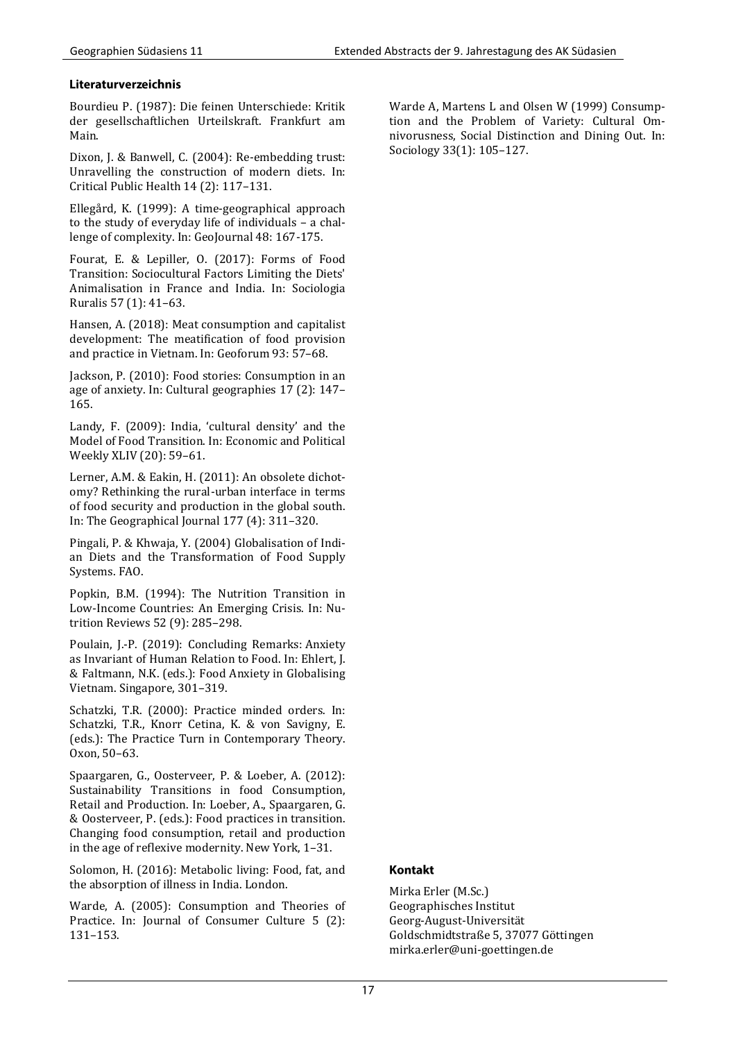## Literaturverzeichnis

Bourdieu P. (1987): Die feinen Unterschiede: Kritik der gesellschaftlichen Urteilskraft. Frankfurt am Main.

Dixon, J. & Banwell, C. (2004): Re-embedding trust: Unravelling the construction of modern diets. In: Critical Public Health 14 (2): 117–131.

Ellegård, K. (1999): A time-geographical approach to the study of everyday life of individuals – a challenge of complexity. In: GeoJournal 48: 167-175.

Fourat, E. & Lepiller, O. (2017): Forms of Food Transition: Sociocultural Factors Limiting the Diets' Animalisation in France and India. In: Sociologia Ruralis 57 (1): 41–63.

Hansen, A. (2018): Meat consumption and capitalist development: The meatification of food provision and practice in Vietnam. In: Geoforum 93: 57–68.

Jackson, P. (2010): Food stories: Consumption in an age of anxiety. In: Cultural geographies 17 (2): 147–165.

Landy, F. (2009): India, 'cultural density' and the Model of Food Transition. In: Economic and Political Weekly XLIV (20): 59–61.

Lerner, A.M. & Eakin, H. (2011): An obsolete dichotomy? Rethinking the rural-urban interface in terms of food security and production in the global south. In: The Geographical Journal 177 (4): 311–320.

Pingali, P. & Khwaja, Y. (2004) Globalisation of Indian Diets and the Transformation of Food Supply Systems. FAO.

Popkin, B.M. (1994): The Nutrition Transition in Low-Income Countries: An Emerging Crisis. In: Nutrition Reviews 52 (9): 285–298.

Poulain, J.-P. (2019): Concluding Remarks: Anxiety as Invariant of Human Relation to Food. In: Ehlert, J. & Faltmann, N.K. (eds.): Food Anxiety in Globalising Vietnam. Singapore, 301–319.

Schatzki, T.R. (2000): Practice minded orders. In: Schatzki, T.R., Knorr Cetina, K. & von Savigny, E. (eds.): The Practice Turn in Contemporary Theory. Oxon, 50–63.

Spaargaren, G., Oosterveer, P. & Loeber, A. (2012): Sustainability Transitions in food Consumption, Retail and Production. In: Loeber, A., Spaargaren, G. & Oosterveer, P. (eds.): Food practices in transition. Changing food consumption, retail and production in the age of reflexive modernity. New York, 1–31.

Solomon, H. (2016): Metabolic living: Food, fat, and the absorption of illness in India. London.

Warde, A. (2005): Consumption and Theories of Practice. In: Journal of Consumer Culture 5 (2): 131–153.

Warde A, Martens L and Olsen W (1999) Consumption and the Problem of Variety: Cultural Omnivorusness, Social Distinction and Dining Out. In: Sociology 33(1): 105–127.

## Kontakt

Mirka Erler (M.Sc.)
Geographisches Institut
Georg-August-Universität
Goldschmidtstraße 5, 37077 Göttingen
mirka.erler@uni-goettingen.de